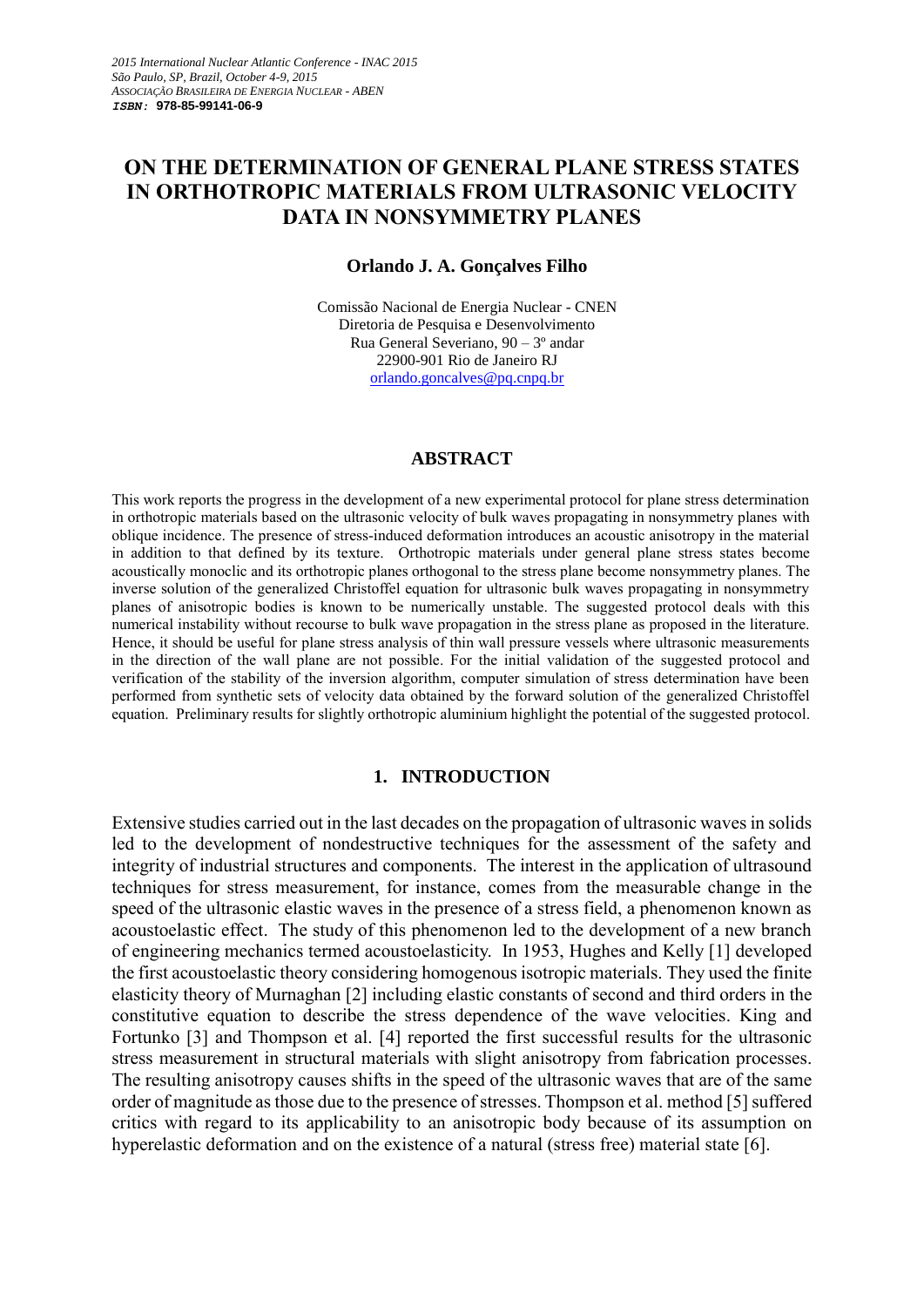*2015 International Nuclear Atlantic Conference - INAC 2015*
*São Paulo, SP, Brazil, October 4-9, 2015*
*ASSOCIAÇÃO BRASILEIRA DE ENERGIA NUCLEAR - ABEN*
***ISBN:*** **978-85-99141-06-9**

# ON THE DETERMINATION OF GENERAL PLANE STRESS STATES IN ORTHOTROPIC MATERIALS FROM ULTRASONIC VELOCITY DATA IN NONSYMMETRY PLANES

**Orlando J. A. Gonçalves Filho**

Comissão Nacional de Energia Nuclear - CNEN
Diretoria de Pesquisa e Desenvolvimento
Rua General Severiano, 90 – 3º andar
22900-901 Rio de Janeiro RJ
orlando.goncalves@pq.cnpq.br

## ABSTRACT

This work reports the progress in the development of a new experimental protocol for plane stress determination in orthotropic materials based on the ultrasonic velocity of bulk waves propagating in nonsymmetry planes with oblique incidence. The presence of stress-induced deformation introduces an acoustic anisotropy in the material in addition to that defined by its texture. Orthotropic materials under general plane stress states become acoustically monoclic and its orthotropic planes orthogonal to the stress plane become nonsymmetry planes. The inverse solution of the generalized Christoffel equation for ultrasonic bulk waves propagating in nonsymmetry planes of anisotropic bodies is known to be numerically unstable. The suggested protocol deals with this numerical instability without recourse to bulk wave propagation in the stress plane as proposed in the literature. Hence, it should be useful for plane stress analysis of thin wall pressure vessels where ultrasonic measurements in the direction of the wall plane are not possible. For the initial validation of the suggested protocol and verification of the stability of the inversion algorithm, computer simulation of stress determination have been performed from synthetic sets of velocity data obtained by the forward solution of the generalized Christoffel equation. Preliminary results for slightly orthotropic aluminium highlight the potential of the suggested protocol.

## 1. INTRODUCTION

Extensive studies carried out in the last decades on the propagation of ultrasonic waves in solids led to the development of nondestructive techniques for the assessment of the safety and integrity of industrial structures and components. The interest in the application of ultrasound techniques for stress measurement, for instance, comes from the measurable change in the speed of the ultrasonic elastic waves in the presence of a stress field, a phenomenon known as acoustoelastic effect. The study of this phenomenon led to the development of a new branch of engineering mechanics termed acoustoelasticity. In 1953, Hughes and Kelly [1] developed the first acoustoelastic theory considering homogenous isotropic materials. They used the finite elasticity theory of Murnaghan [2] including elastic constants of second and third orders in the constitutive equation to describe the stress dependence of the wave velocities. King and Fortunko [3] and Thompson et al. [4] reported the first successful results for the ultrasonic stress measurement in structural materials with slight anisotropy from fabrication processes. The resulting anisotropy causes shifts in the speed of the ultrasonic waves that are of the same order of magnitude as those due to the presence of stresses. Thompson et al. method [5] suffered critics with regard to its applicability to an anisotropic body because of its assumption on hyperelastic deformation and on the existence of a natural (stress free) material state [6].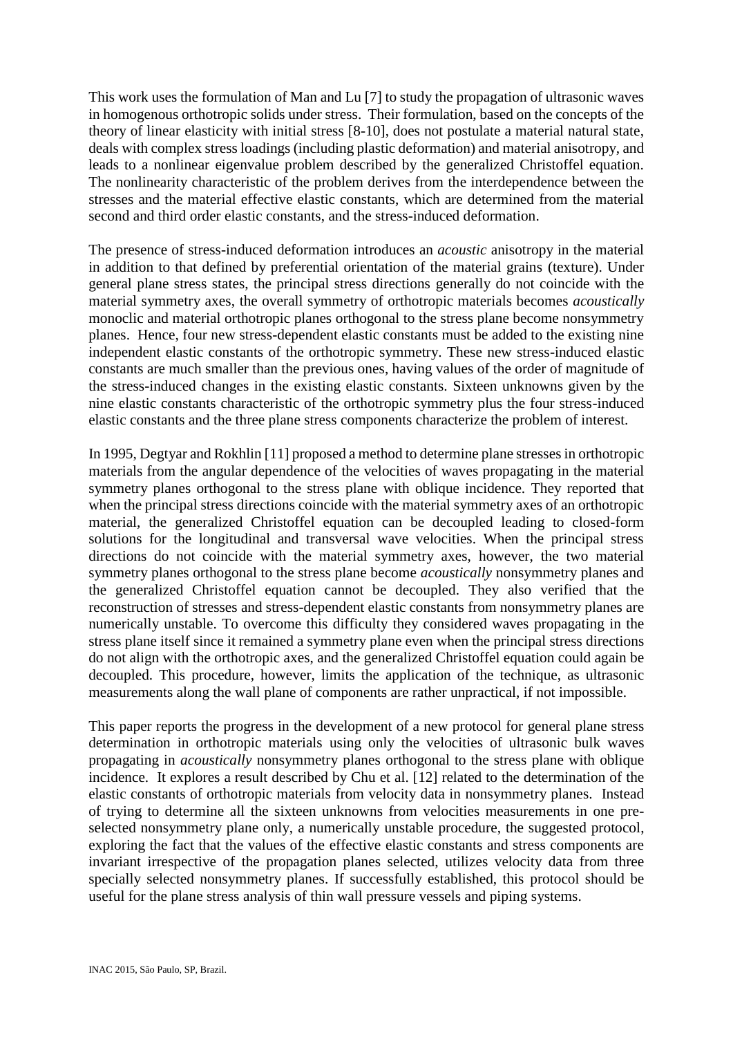This work uses the formulation of Man and Lu [7] to study the propagation of ultrasonic waves in homogenous orthotropic solids under stress. Their formulation, based on the concepts of the theory of linear elasticity with initial stress [8-10], does not postulate a material natural state, deals with complex stress loadings (including plastic deformation) and material anisotropy, and leads to a nonlinear eigenvalue problem described by the generalized Christoffel equation. The nonlinearity characteristic of the problem derives from the interdependence between the stresses and the material effective elastic constants, which are determined from the material second and third order elastic constants, and the stress-induced deformation.

The presence of stress-induced deformation introduces an *acoustic* anisotropy in the material in addition to that defined by preferential orientation of the material grains (texture). Under general plane stress states, the principal stress directions generally do not coincide with the material symmetry axes, the overall symmetry of orthotropic materials becomes *acoustically* monoclic and material orthotropic planes orthogonal to the stress plane become nonsymmetry planes. Hence, four new stress-dependent elastic constants must be added to the existing nine independent elastic constants of the orthotropic symmetry. These new stress-induced elastic constants are much smaller than the previous ones, having values of the order of magnitude of the stress-induced changes in the existing elastic constants. Sixteen unknowns given by the nine elastic constants characteristic of the orthotropic symmetry plus the four stress-induced elastic constants and the three plane stress components characterize the problem of interest.

In 1995, Degtyar and Rokhlin [11] proposed a method to determine plane stresses in orthotropic materials from the angular dependence of the velocities of waves propagating in the material symmetry planes orthogonal to the stress plane with oblique incidence. They reported that when the principal stress directions coincide with the material symmetry axes of an orthotropic material, the generalized Christoffel equation can be decoupled leading to closed-form solutions for the longitudinal and transversal wave velocities. When the principal stress directions do not coincide with the material symmetry axes, however, the two material symmetry planes orthogonal to the stress plane become *acoustically* nonsymmetry planes and the generalized Christoffel equation cannot be decoupled. They also verified that the reconstruction of stresses and stress-dependent elastic constants from nonsymmetry planes are numerically unstable. To overcome this difficulty they considered waves propagating in the stress plane itself since it remained a symmetry plane even when the principal stress directions do not align with the orthotropic axes, and the generalized Christoffel equation could again be decoupled. This procedure, however, limits the application of the technique, as ultrasonic measurements along the wall plane of components are rather unpractical, if not impossible.

This paper reports the progress in the development of a new protocol for general plane stress determination in orthotropic materials using only the velocities of ultrasonic bulk waves propagating in *acoustically* nonsymmetry planes orthogonal to the stress plane with oblique incidence. It explores a result described by Chu et al. [12] related to the determination of the elastic constants of orthotropic materials from velocity data in nonsymmetry planes. Instead of trying to determine all the sixteen unknowns from velocities measurements in one pre-selected nonsymmetry plane only, a numerically unstable procedure, the suggested protocol, exploring the fact that the values of the effective elastic constants and stress components are invariant irrespective of the propagation planes selected, utilizes velocity data from three specially selected nonsymmetry planes. If successfully established, this protocol should be useful for the plane stress analysis of thin wall pressure vessels and piping systems.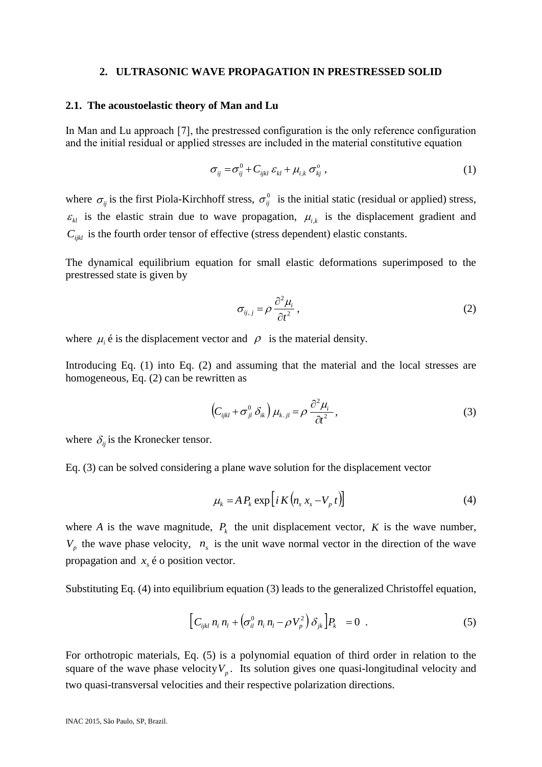## 2. ULTRASONIC WAVE PROPAGATION IN PRESTRESSED SOLID

### 2.1. The acoustoelastic theory of Man and Lu

In Man and Lu approach [7], the prestressed configuration is the only reference configuration and the initial residual or applied stresses are included in the material constitutive equation

$$\sigma_{ij} = \sigma_{ij}^{0} + C_{ijkl}\,\varepsilon_{kl} + \mu_{i,k}\,\sigma_{kj}^{o}\,, \tag{1}$$

where $\sigma_{ij}$ is the first Piola-Kirchhoff stress, $\sigma_{ij}^{0}$ is the initial static (residual or applied) stress, $\varepsilon_{kl}$ is the elastic strain due to wave propagation, $\mu_{i,k}$ is the displacement gradient and $C_{ijkl}$ is the fourth order tensor of effective (stress dependent) elastic constants.

The dynamical equilibrium equation for small elastic deformations superimposed to the prestressed state is given by

$$\sigma_{ij,\,j} = \rho\,\frac{\partial^2 \mu_i}{\partial t^2}\,, \tag{2}$$

where $\mu_i$ é is the displacement vector and $\rho$ is the material density.

Introducing Eq. (1) into Eq. (2) and assuming that the material and the local stresses are homogeneous, Eq. (2) can be rewritten as

$$\left(C_{ijkl} + \sigma_{jl}^{0}\,\delta_{ik}\right)\mu_{k.\,jl} = \rho\,\frac{\partial^2 \mu_i}{\partial t^2}\,, \tag{3}$$

where $\delta_{ij}$ is the Kronecker tensor.

Eq. (3) can be solved considering a plane wave solution for the displacement vector

$$\mu_k = A\,P_k \exp\left[i\,K\left(n_s\,x_s - V_p\,t\right)\right] \tag{4}$$

where $A$ is the wave magnitude, $P_k$ the unit displacement vector, $K$ is the wave number, $V_p$ the wave phase velocity, $n_s$ is the unit wave normal vector in the direction of the wave propagation and $x_s$ é o position vector.

Substituting Eq. (4) into equilibrium equation (3) leads to the generalized Christoffel equation,

$$\left[C_{ijkl}\,n_i\,n_l + \left(\sigma_{il}^{0}\,n_i\,n_l - \rho V_p^2\right)\delta_{jk}\right]P_k = 0\ . \tag{5}$$

For orthotropic materials, Eq. (5) is a polynomial equation of third order in relation to the square of the wave phase velocity $V_p$. Its solution gives one quasi-longitudinal velocity and two quasi-transversal velocities and their respective polarization directions.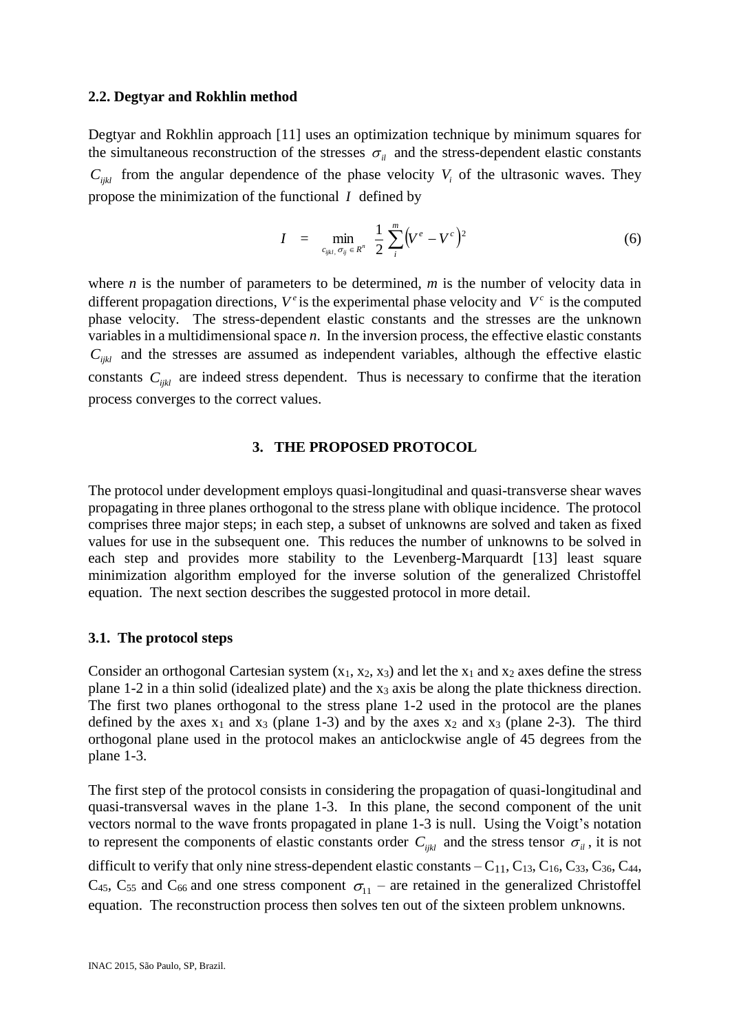### 2.2. Degtyar and Rokhlin method

Degtyar and Rokhlin approach [11] uses an optimization technique by minimum squares for the simultaneous reconstruction of the stresses $\sigma_{il}$ and the stress-dependent elastic constants $C_{ijkl}$ from the angular dependence of the phase velocity $V_i$ of the ultrasonic waves. They propose the minimization of the functional $I$ defined by

$$I \quad = \quad \min_{c_{ijkl},\, \sigma_{ij} \in R^n} \; \frac{1}{2} \sum_{i}^{m} \left( V^e - V^c \right)^2 \tag{6}$$

where $n$ is the number of parameters to be determined, $m$ is the number of velocity data in different propagation directions, $V^e$ is the experimental phase velocity and $V^c$ is the computed phase velocity. The stress-dependent elastic constants and the stresses are the unknown variables in a multidimensional space $n$. In the inversion process, the effective elastic constants $C_{ijkl}$ and the stresses are assumed as independent variables, although the effective elastic constants $C_{ijkl}$ are indeed stress dependent. Thus is necessary to confirme that the iteration process converges to the correct values.

## 3. THE PROPOSED PROTOCOL

The protocol under development employs quasi-longitudinal and quasi-transverse shear waves propagating in three planes orthogonal to the stress plane with oblique incidence. The protocol comprises three major steps; in each step, a subset of unknowns are solved and taken as fixed values for use in the subsequent one. This reduces the number of unknowns to be solved in each step and provides more stability to the Levenberg-Marquardt [13] least square minimization algorithm employed for the inverse solution of the generalized Christoffel equation. The next section describes the suggested protocol in more detail.

### 3.1. The protocol steps

Consider an orthogonal Cartesian system ($x_1$, $x_2$, $x_3$) and let the $x_1$ and $x_2$ axes define the stress plane 1-2 in a thin solid (idealized plate) and the $x_3$ axis be along the plate thickness direction. The first two planes orthogonal to the stress plane 1-2 used in the protocol are the planes defined by the axes $x_1$ and $x_3$ (plane 1-3) and by the axes $x_2$ and $x_3$ (plane 2-3). The third orthogonal plane used in the protocol makes an anticlockwise angle of 45 degrees from the plane 1-3.

The first step of the protocol consists in considering the propagation of quasi-longitudinal and quasi-transversal waves in the plane 1-3. In this plane, the second component of the unit vectors normal to the wave fronts propagated in plane 1-3 is null. Using the Voigt's notation to represent the components of elastic constants order $C_{ijkl}$ and the stress tensor $\sigma_{il}$, it is not difficult to verify that only nine stress-dependent elastic constants – $C_{11}$, $C_{13}$, $C_{16}$, $C_{33}$, $C_{36}$, $C_{44}$, $C_{45}$, $C_{55}$ and $C_{66}$ and one stress component $\sigma_{11}$ – are retained in the generalized Christoffel equation. The reconstruction process then solves ten out of the sixteen problem unknowns.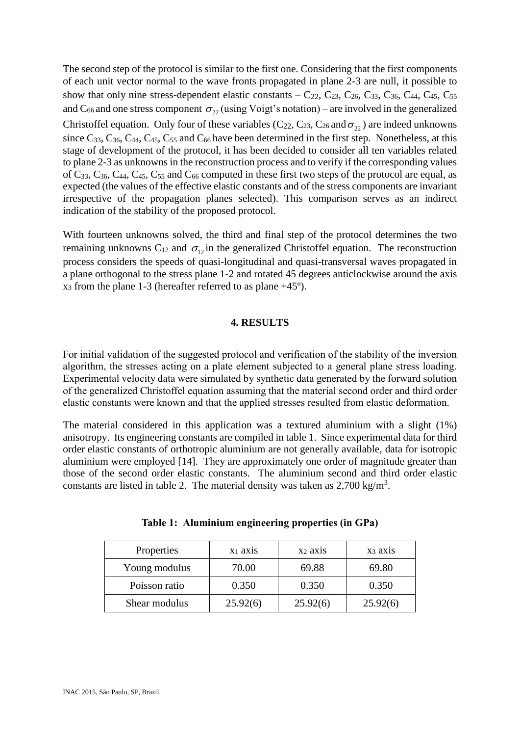The second step of the protocol is similar to the first one. Considering that the first components of each unit vector normal to the wave fronts propagated in plane 2-3 are null, it possible to show that only nine stress-dependent elastic constants – $C_{22}$, $C_{23}$, $C_{26}$, $C_{33}$, $C_{36}$, $C_{44}$, $C_{45}$, $C_{55}$ and $C_{66}$ and one stress component $\sigma_{22}$ (using Voigt's notation) – are involved in the generalized Christoffel equation. Only four of these variables ($C_{22}$, $C_{23}$, $C_{26}$ and $\sigma_{22}$) are indeed unknowns since $C_{33}$, $C_{36}$, $C_{44}$, $C_{45}$, $C_{55}$ and $C_{66}$ have been determined in the first step. Nonetheless, at this stage of development of the protocol, it has been decided to consider all ten variables related to plane 2-3 as unknowns in the reconstruction process and to verify if the corresponding values of $C_{33}$, $C_{36}$, $C_{44}$, $C_{45}$, $C_{55}$ and $C_{66}$ computed in these first two steps of the protocol are equal, as expected (the values of the effective elastic constants and of the stress components are invariant irrespective of the propagation planes selected). This comparison serves as an indirect indication of the stability of the proposed protocol.

With fourteen unknowns solved, the third and final step of the protocol determines the two remaining unknowns $C_{12}$ and $\sigma_{12}$ in the generalized Christoffel equation. The reconstruction process considers the speeds of quasi-longitudinal and quasi-transversal waves propagated in a plane orthogonal to the stress plane 1-2 and rotated 45 degrees anticlockwise around the axis $x_3$ from the plane 1-3 (hereafter referred to as plane +45º).

## 4. RESULTS

For initial validation of the suggested protocol and verification of the stability of the inversion algorithm, the stresses acting on a plate element subjected to a general plane stress loading. Experimental velocity data were simulated by synthetic data generated by the forward solution of the generalized Christoffel equation assuming that the material second order and third order elastic constants were known and that the applied stresses resulted from elastic deformation.

The material considered in this application was a textured aluminium with a slight (1%) anisotropy. Its engineering constants are compiled in table 1. Since experimental data for third order elastic constants of orthotropic aluminium are not generally available, data for isotropic aluminium were employed [14]. They are approximately one order of magnitude greater than those of the second order elastic constants. The aluminium second and third order elastic constants are listed in table 2. The material density was taken as 2,700 kg/m$^3$.

**Table 1: Aluminium engineering properties (in GPa)**

| Properties | $x_1$ axis | $x_2$ axis | $x_3$ axis |
|---|---|---|---|
| Young modulus | 70.00 | 69.88 | 69.80 |
| Poisson ratio | 0.350 | 0.350 | 0.350 |
| Shear modulus | 25.92(6) | 25.92(6) | 25.92(6) |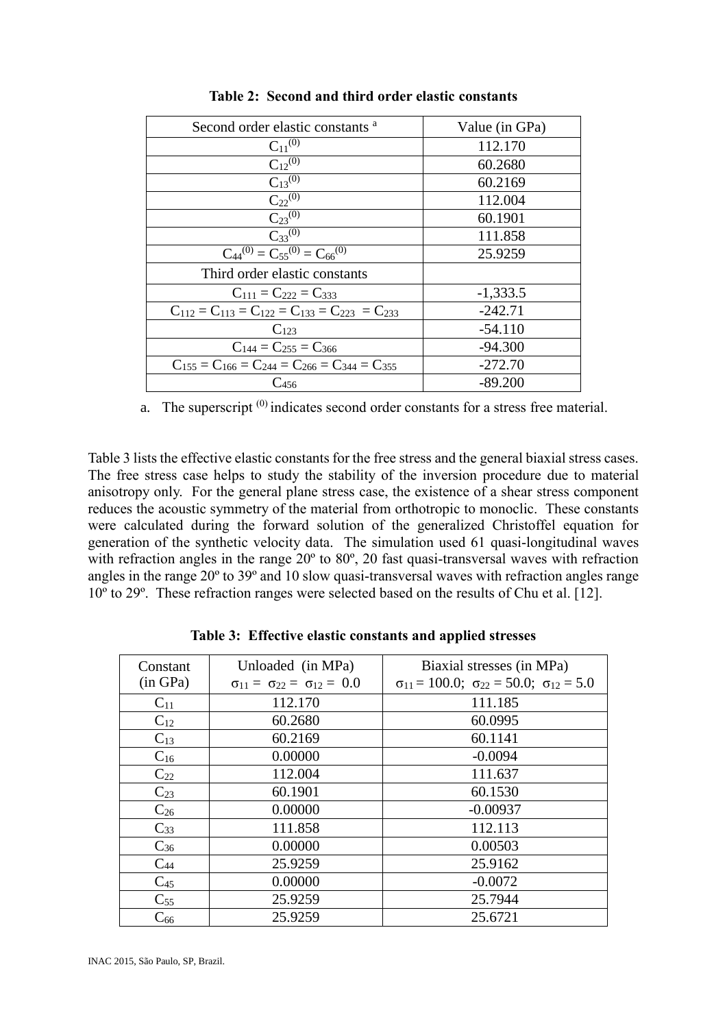**Table 2: Second and third order elastic constants**

| Second order elastic constants [a] | Value (in GPa) |
|---|---|
| $C_{11}^{(0)}$ | 112.170 |
| $C_{12}^{(0)}$ | 60.2680 |
| $C_{13}^{(0)}$ | 60.2169 |
| $C_{22}^{(0)}$ | 112.004 |
| $C_{23}^{(0)}$ | 60.1901 |
| $C_{33}^{(0)}$ | 111.858 |
| $C_{44}^{(0)} = C_{55}^{(0)} = C_{66}^{(0)}$ | 25.9259 |
| Third order elastic constants | |
| $C_{111} = C_{222} = C_{333}$ | -1,333.5 |
| $C_{112} = C_{113} = C_{122} = C_{133} = C_{223} = C_{233}$ | -242.71 |
| $C_{123}$ | -54.110 |
| $C_{144} = C_{255} = C_{366}$ | -94.300 |
| $C_{155} = C_{166} = C_{244} = C_{266} = C_{344} = C_{355}$ | -272.70 |
| $C_{456}$ | -89.200 |

a. The superscript $^{(0)}$ indicates second order constants for a stress free material.

Table 3 lists the effective elastic constants for the free stress and the general biaxial stress cases. The free stress case helps to study the stability of the inversion procedure due to material anisotropy only. For the general plane stress case, the existence of a shear stress component reduces the acoustic symmetry of the material from orthotropic to monoclic. These constants were calculated during the forward solution of the generalized Christoffel equation for generation of the synthetic velocity data. The simulation used 61 quasi-longitudinal waves with refraction angles in the range 20º to 80º, 20 fast quasi-transversal waves with refraction angles in the range 20º to 39º and 10 slow quasi-transversal waves with refraction angles range 10º to 29º. These refraction ranges were selected based on the results of Chu et al. [12].

**Table 3: Effective elastic constants and applied stresses**

| Constant (in GPa) | Unloaded (in MPa) $\sigma_{11} = \sigma_{22} = \sigma_{12} = 0.0$ | Biaxial stresses (in MPa) $\sigma_{11} = 100.0$; $\sigma_{22} = 50.0$; $\sigma_{12} = 5.0$ |
|---|---|---|
| $C_{11}$ | 112.170 | 111.185 |
| $C_{12}$ | 60.2680 | 60.0995 |
| $C_{13}$ | 60.2169 | 60.1141 |
| $C_{16}$ | 0.00000 | -0.0094 |
| $C_{22}$ | 112.004 | 111.637 |
| $C_{23}$ | 60.1901 | 60.1530 |
| $C_{26}$ | 0.00000 | -0.00937 |
| $C_{33}$ | 111.858 | 112.113 |
| $C_{36}$ | 0.00000 | 0.00503 |
| $C_{44}$ | 25.9259 | 25.9162 |
| $C_{45}$ | 0.00000 | -0.0072 |
| $C_{55}$ | 25.9259 | 25.7944 |
| $C_{66}$ | 25.9259 | 25.6721 |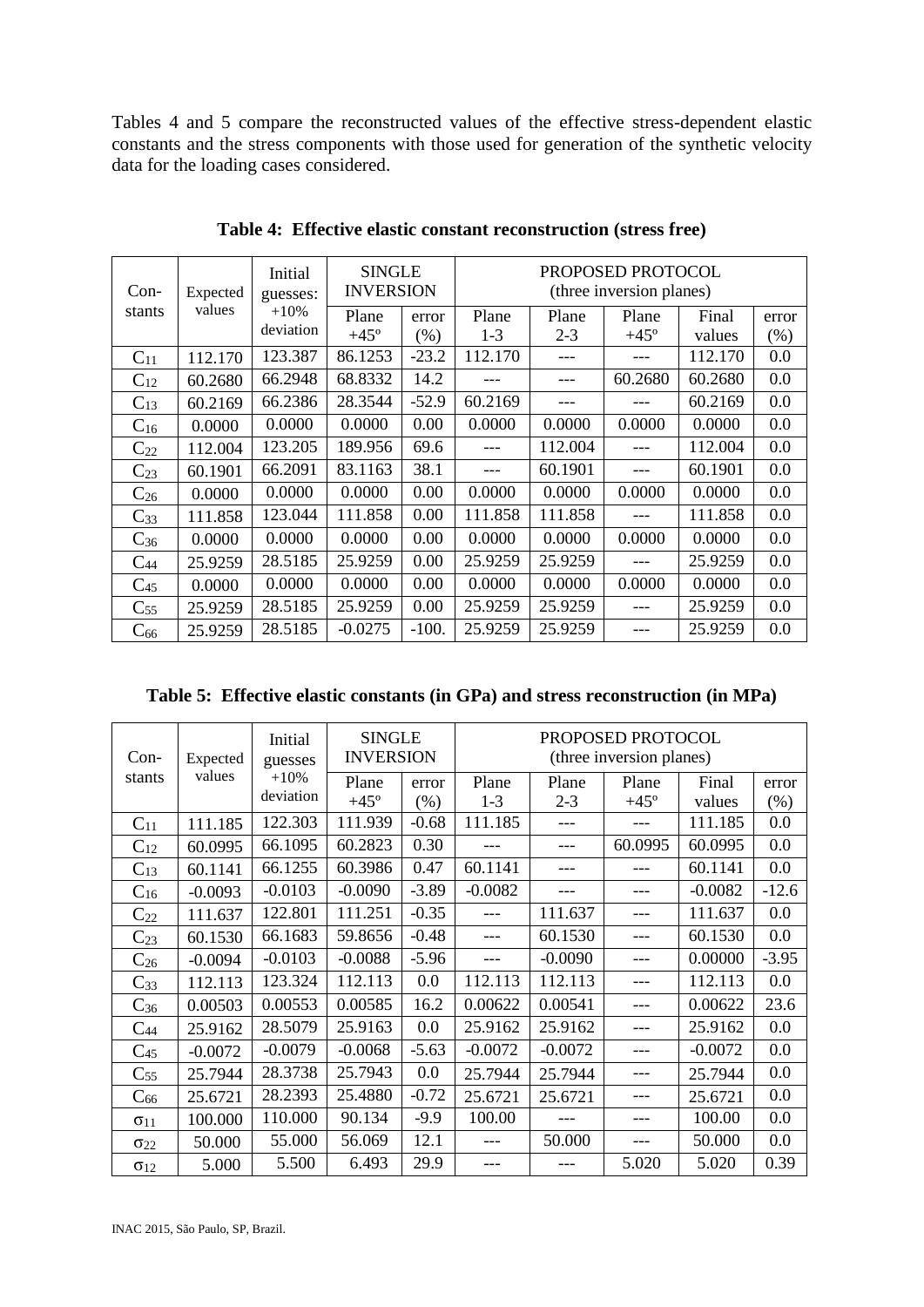Tables 4 and 5 compare the reconstructed values of the effective stress-dependent elastic constants and the stress components with those used for generation of the synthetic velocity data for the loading cases considered.

**Table 4: Effective elastic constant reconstruction (stress free)**

| Con-stants | Expected values | Initial guesses: +10% deviation | SINGLE INVERSION | | PROPOSED PROTOCOL (three inversion planes) | | | | |
|---|---|---|---|---|---|---|---|---|---|
| | | | Plane +45º | error (%) | Plane 1-3 | Plane 2-3 | Plane +45º | Final values | error (%) |
| $C_{11}$ | 112.170 | 123.387 | 86.1253 | -23.2 | 112.170 | --- | --- | 112.170 | 0.0 |
| $C_{12}$ | 60.2680 | 66.2948 | 68.8332 | 14.2 | --- | --- | 60.2680 | 60.2680 | 0.0 |
| $C_{13}$ | 60.2169 | 66.2386 | 28.3544 | -52.9 | 60.2169 | --- | --- | 60.2169 | 0.0 |
| $C_{16}$ | 0.0000 | 0.0000 | 0.0000 | 0.00 | 0.0000 | 0.0000 | 0.0000 | 0.0000 | 0.0 |
| $C_{22}$ | 112.004 | 123.205 | 189.956 | 69.6 | --- | 112.004 | --- | 112.004 | 0.0 |
| $C_{23}$ | 60.1901 | 66.2091 | 83.1163 | 38.1 | --- | 60.1901 | --- | 60.1901 | 0.0 |
| $C_{26}$ | 0.0000 | 0.0000 | 0.0000 | 0.00 | 0.0000 | 0.0000 | 0.0000 | 0.0000 | 0.0 |
| $C_{33}$ | 111.858 | 123.044 | 111.858 | 0.00 | 111.858 | 111.858 | --- | 111.858 | 0.0 |
| $C_{36}$ | 0.0000 | 0.0000 | 0.0000 | 0.00 | 0.0000 | 0.0000 | 0.0000 | 0.0000 | 0.0 |
| $C_{44}$ | 25.9259 | 28.5185 | 25.9259 | 0.00 | 25.9259 | 25.9259 | --- | 25.9259 | 0.0 |
| $C_{45}$ | 0.0000 | 0.0000 | 0.0000 | 0.00 | 0.0000 | 0.0000 | 0.0000 | 0.0000 | 0.0 |
| $C_{55}$ | 25.9259 | 28.5185 | 25.9259 | 0.00 | 25.9259 | 25.9259 | --- | 25.9259 | 0.0 |
| $C_{66}$ | 25.9259 | 28.5185 | -0.0275 | -100. | 25.9259 | 25.9259 | --- | 25.9259 | 0.0 |

**Table 5: Effective elastic constants (in GPa) and stress reconstruction (in MPa)**

| Con-stants | Expected values | Initial guesses +10% deviation | SINGLE INVERSION | | PROPOSED PROTOCOL (three inversion planes) | | | | |
|---|---|---|---|---|---|---|---|---|---|
| | | | Plane +45º | error (%) | Plane 1-3 | Plane 2-3 | Plane +45º | Final values | error (%) |
| $C_{11}$ | 111.185 | 122.303 | 111.939 | -0.68 | 111.185 | --- | --- | 111.185 | 0.0 |
| $C_{12}$ | 60.0995 | 66.1095 | 60.2823 | 0.30 | --- | --- | 60.0995 | 60.0995 | 0.0 |
| $C_{13}$ | 60.1141 | 66.1255 | 60.3986 | 0.47 | 60.1141 | --- | --- | 60.1141 | 0.0 |
| $C_{16}$ | -0.0093 | -0.0103 | -0.0090 | -3.89 | -0.0082 | --- | --- | -0.0082 | -12.6 |
| $C_{22}$ | 111.637 | 122.801 | 111.251 | -0.35 | --- | 111.637 | --- | 111.637 | 0.0 |
| $C_{23}$ | 60.1530 | 66.1683 | 59.8656 | -0.48 | --- | 60.1530 | --- | 60.1530 | 0.0 |
| $C_{26}$ | -0.0094 | -0.0103 | -0.0088 | -5.96 | --- | -0.0090 | --- | 0.00000 | -3.95 |
| $C_{33}$ | 112.113 | 123.324 | 112.113 | 0.0 | 112.113 | 112.113 | --- | 112.113 | 0.0 |
| $C_{36}$ | 0.00503 | 0.00553 | 0.00585 | 16.2 | 0.00622 | 0.00541 | --- | 0.00622 | 23.6 |
| $C_{44}$ | 25.9162 | 28.5079 | 25.9163 | 0.0 | 25.9162 | 25.9162 | --- | 25.9162 | 0.0 |
| $C_{45}$ | -0.0072 | -0.0079 | -0.0068 | -5.63 | -0.0072 | -0.0072 | --- | -0.0072 | 0.0 |
| $C_{55}$ | 25.7944 | 28.3738 | 25.7943 | 0.0 | 25.7944 | 25.7944 | --- | 25.7944 | 0.0 |
| $C_{66}$ | 25.6721 | 28.2393 | 25.4880 | -0.72 | 25.6721 | 25.6721 | --- | 25.6721 | 0.0 |
| $\sigma_{11}$ | 100.000 | 110.000 | 90.134 | -9.9 | 100.00 | --- | --- | 100.00 | 0.0 |
| $\sigma_{22}$ | 50.000 | 55.000 | 56.069 | 12.1 | --- | 50.000 | --- | 50.000 | 0.0 |
| $\sigma_{12}$ | 5.000 | 5.500 | 6.493 | 29.9 | --- | --- | 5.020 | 5.020 | 0.39 |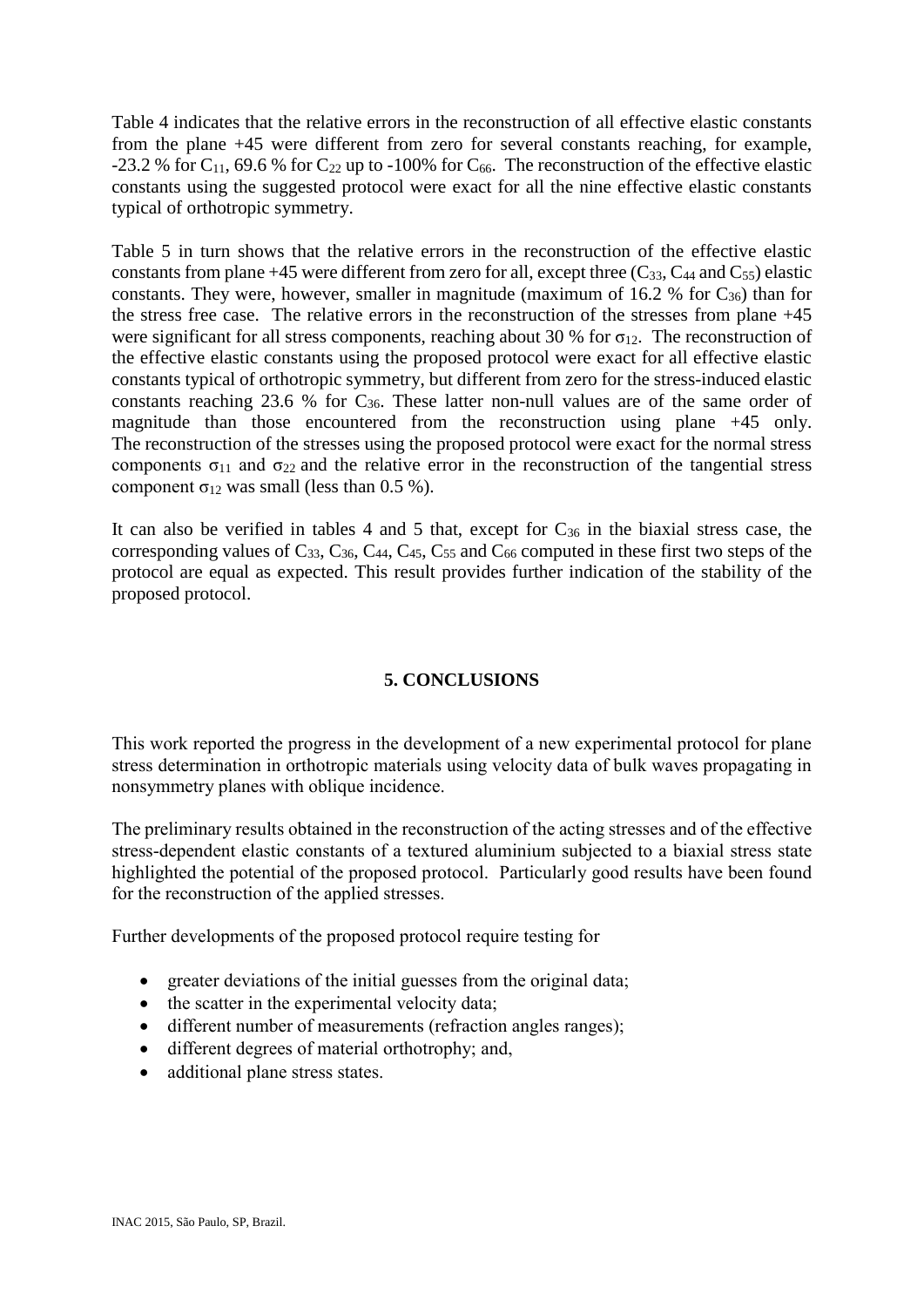Table 4 indicates that the relative errors in the reconstruction of all effective elastic constants from the plane +45 were different from zero for several constants reaching, for example, -23.2 % for $C_{11}$, 69.6 % for $C_{22}$ up to -100% for $C_{66}$. The reconstruction of the effective elastic constants using the suggested protocol were exact for all the nine effective elastic constants typical of orthotropic symmetry.

Table 5 in turn shows that the relative errors in the reconstruction of the effective elastic constants from plane +45 were different from zero for all, except three ($C_{33}$, $C_{44}$ and $C_{55}$) elastic constants. They were, however, smaller in magnitude (maximum of 16.2 % for $C_{36}$) than for the stress free case. The relative errors in the reconstruction of the stresses from plane +45 were significant for all stress components, reaching about 30 % for $\sigma_{12}$. The reconstruction of the effective elastic constants using the proposed protocol were exact for all effective elastic constants typical of orthotropic symmetry, but different from zero for the stress-induced elastic constants reaching 23.6 % for $C_{36}$. These latter non-null values are of the same order of magnitude than those encountered from the reconstruction using plane +45 only. The reconstruction of the stresses using the proposed protocol were exact for the normal stress components $\sigma_{11}$ and $\sigma_{22}$ and the relative error in the reconstruction of the tangential stress component $\sigma_{12}$ was small (less than 0.5 %).

It can also be verified in tables 4 and 5 that, except for $C_{36}$ in the biaxial stress case, the corresponding values of $C_{33}$, $C_{36}$, $C_{44}$, $C_{45}$, $C_{55}$ and $C_{66}$ computed in these first two steps of the protocol are equal as expected. This result provides further indication of the stability of the proposed protocol.

## 5. CONCLUSIONS

This work reported the progress in the development of a new experimental protocol for plane stress determination in orthotropic materials using velocity data of bulk waves propagating in nonsymmetry planes with oblique incidence.

The preliminary results obtained in the reconstruction of the acting stresses and of the effective stress-dependent elastic constants of a textured aluminium subjected to a biaxial stress state highlighted the potential of the proposed protocol. Particularly good results have been found for the reconstruction of the applied stresses.

Further developments of the proposed protocol require testing for

- greater deviations of the initial guesses from the original data;
- the scatter in the experimental velocity data;
- different number of measurements (refraction angles ranges);
- different degrees of material orthotrophy; and,
- additional plane stress states.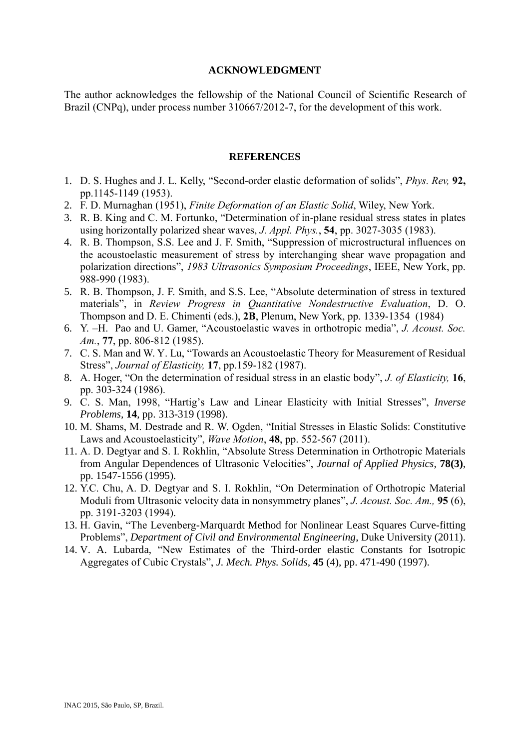## ACKNOWLEDGMENT

The author acknowledges the fellowship of the National Council of Scientific Research of Brazil (CNPq), under process number 310667/2012-7, for the development of this work.

## REFERENCES

1. D. S. Hughes and J. L. Kelly, "Second-order elastic deformation of solids", *Phys. Rev,* **92,** pp.1145-1149 (1953).
2. F. D. Murnaghan (1951), *Finite Deformation of an Elastic Solid*, Wiley, New York.
3. R. B. King and C. M. Fortunko, "Determination of in-plane residual stress states in plates using horizontally polarized shear waves, *J. Appl. Phys.*, **54**, pp. 3027-3035 (1983).
4. R. B. Thompson, S.S. Lee and J. F. Smith, "Suppression of microstructural influences on the acoustoelastic measurement of stress by interchanging shear wave propagation and polarization directions", *1983 Ultrasonics Symposium Proceedings*, IEEE, New York, pp. 988-990 (1983).
5. R. B. Thompson, J. F. Smith, and S.S. Lee, "Absolute determination of stress in textured materials", in *Review Progress in Quantitative Nondestructive Evaluation*, D. O. Thompson and D. E. Chimenti (eds.), **2B**, Plenum, New York, pp. 1339-1354 (1984)
6. Y. –H. Pao and U. Gamer, "Acoustoelastic waves in orthotropic media", *J. Acoust. Soc. Am.*, **77**, pp. 806-812 (1985).
7. C. S. Man and W. Y. Lu, "Towards an Acoustoelastic Theory for Measurement of Residual Stress", *Journal of Elasticity,* **17**, pp.159-182 (1987).
8. A. Hoger, "On the determination of residual stress in an elastic body", *J. of Elasticity,* **16**, pp. 303-324 (1986).
9. C. S. Man, 1998, "Hartig's Law and Linear Elasticity with Initial Stresses", *Inverse Problems,* **14**, pp. 313-319 (1998).
10. M. Shams, M. Destrade and R. W. Ogden, "Initial Stresses in Elastic Solids: Constitutive Laws and Acoustoelasticity", *Wave Motion*, **48**, pp. 552-567 (2011).
11. A. D. Degtyar and S. I. Rokhlin, "Absolute Stress Determination in Orthotropic Materials from Angular Dependences of Ultrasonic Velocities", *Journal of Applied Physics*, **78(3)**, pp. 1547-1556 (1995).
12. Y.C. Chu, A. D. Degtyar and S. I. Rokhlin, "On Determination of Orthotropic Material Moduli from Ultrasonic velocity data in nonsymmetry planes", *J. Acoust. Soc. Am.,* **95** (6), pp. 3191-3203 (1994).
13. H. Gavin, "The Levenberg-Marquardt Method for Nonlinear Least Squares Curve-fitting Problems", *Department of Civil and Environmental Engineering*, Duke University (2011).
14. V. A. Lubarda, "New Estimates of the Third-order elastic Constants for Isotropic Aggregates of Cubic Crystals", *J. Mech. Phys. Solids*, **45** (4), pp. 471-490 (1997).